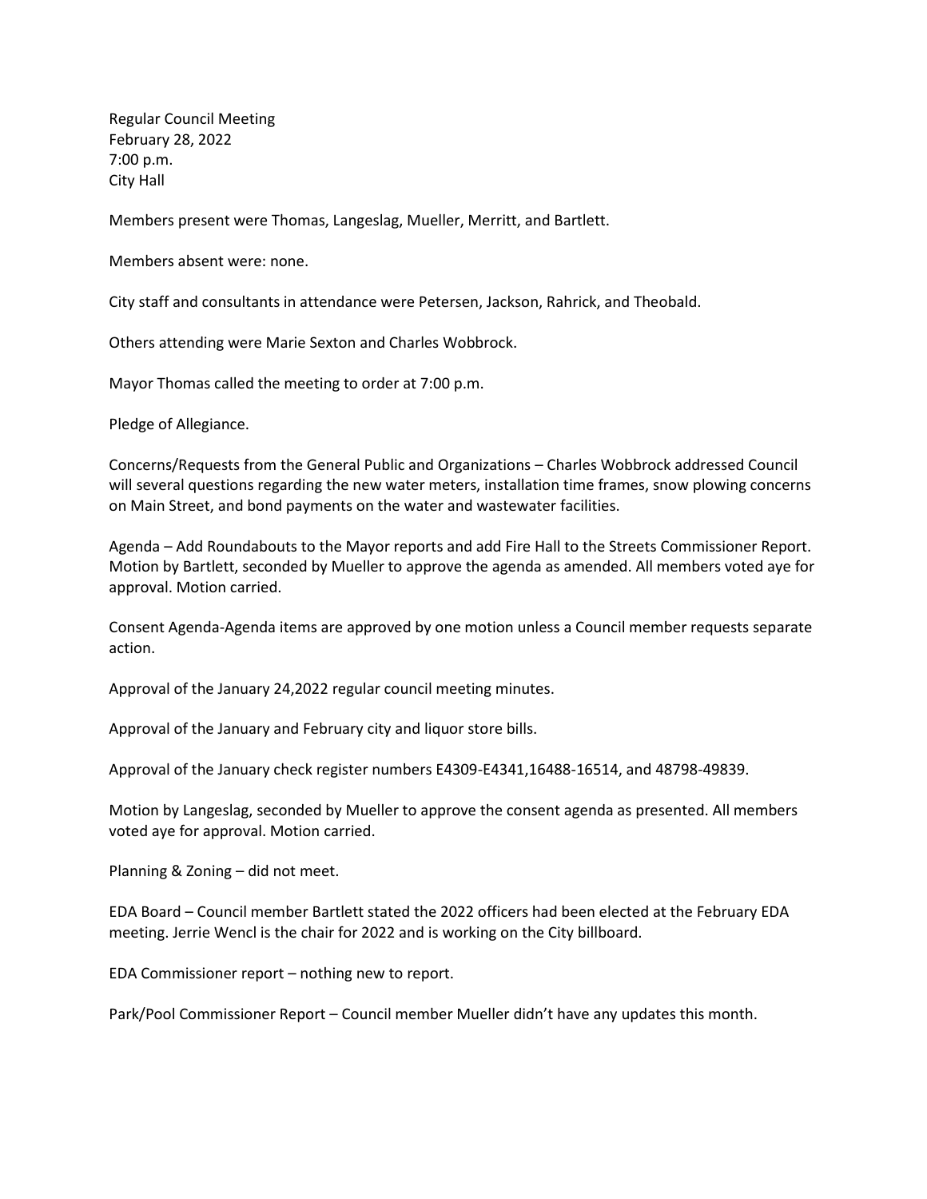Regular Council Meeting
February 28, 2022
7:00 p.m.
City Hall

Members present were Thomas, Langeslag, Mueller, Merritt, and Bartlett.

Members absent were: none.

City staff and consultants in attendance were Petersen, Jackson, Rahrick, and Theobald.

Others attending were Marie Sexton and Charles Wobbrock.

Mayor Thomas called the meeting to order at 7:00 p.m.

Pledge of Allegiance.

Concerns/Requests from the General Public and Organizations – Charles Wobbrock addressed Council will several questions regarding the new water meters, installation time frames, snow plowing concerns on Main Street, and bond payments on the water and wastewater facilities.

Agenda – Add Roundabouts to the Mayor reports and add Fire Hall to the Streets Commissioner Report. Motion by Bartlett, seconded by Mueller to approve the agenda as amended. All members voted aye for approval. Motion carried.

Consent Agenda-Agenda items are approved by one motion unless a Council member requests separate action.

Approval of the January 24,2022 regular council meeting minutes.

Approval of the January and February city and liquor store bills.

Approval of the January check register numbers E4309-E4341,16488-16514, and 48798-49839.

Motion by Langeslag, seconded by Mueller to approve the consent agenda as presented. All members voted aye for approval. Motion carried.

Planning & Zoning – did not meet.

EDA Board – Council member Bartlett stated the 2022 officers had been elected at the February EDA meeting. Jerrie Wencl is the chair for 2022 and is working on the City billboard.

EDA Commissioner report – nothing new to report.

Park/Pool Commissioner Report – Council member Mueller didn't have any updates this month.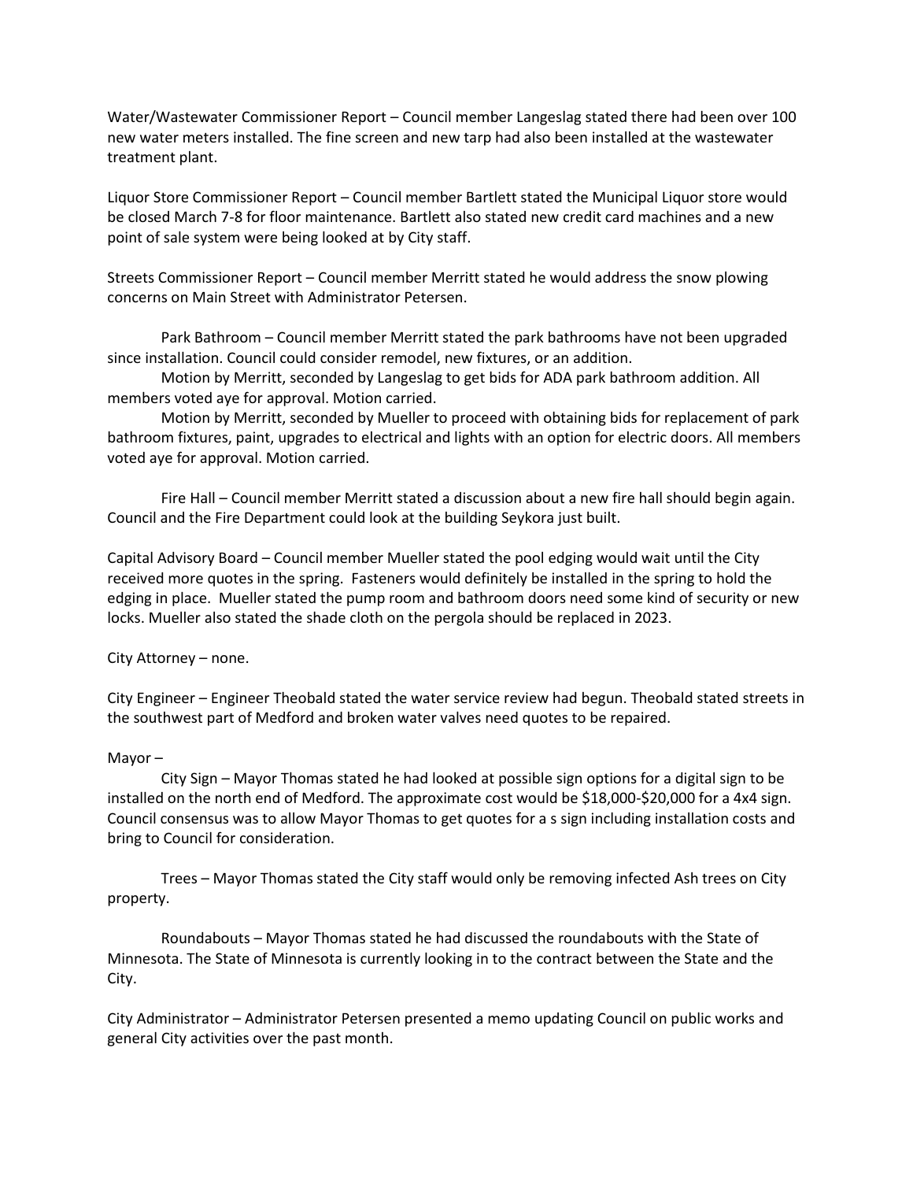Water/Wastewater Commissioner Report – Council member Langeslag stated there had been over 100 new water meters installed. The fine screen and new tarp had also been installed at the wastewater treatment plant.

Liquor Store Commissioner Report – Council member Bartlett stated the Municipal Liquor store would be closed March 7-8 for floor maintenance. Bartlett also stated new credit card machines and a new point of sale system were being looked at by City staff.

Streets Commissioner Report – Council member Merritt stated he would address the snow plowing concerns on Main Street with Administrator Petersen.

Park Bathroom – Council member Merritt stated the park bathrooms have not been upgraded since installation. Council could consider remodel, new fixtures, or an addition.

Motion by Merritt, seconded by Langeslag to get bids for ADA park bathroom addition. All members voted aye for approval. Motion carried.

Motion by Merritt, seconded by Mueller to proceed with obtaining bids for replacement of park bathroom fixtures, paint, upgrades to electrical and lights with an option for electric doors. All members voted aye for approval. Motion carried.

Fire Hall – Council member Merritt stated a discussion about a new fire hall should begin again. Council and the Fire Department could look at the building Seykora just built.

Capital Advisory Board – Council member Mueller stated the pool edging would wait until the City received more quotes in the spring. Fasteners would definitely be installed in the spring to hold the edging in place. Mueller stated the pump room and bathroom doors need some kind of security or new locks. Mueller also stated the shade cloth on the pergola should be replaced in 2023.

City Attorney – none.

City Engineer – Engineer Theobald stated the water service review had begun. Theobald stated streets in the southwest part of Medford and broken water valves need quotes to be repaired.

Mayor –

City Sign – Mayor Thomas stated he had looked at possible sign options for a digital sign to be installed on the north end of Medford. The approximate cost would be $18,000-$20,000 for a 4x4 sign. Council consensus was to allow Mayor Thomas to get quotes for a s sign including installation costs and bring to Council for consideration.

Trees – Mayor Thomas stated the City staff would only be removing infected Ash trees on City property.

Roundabouts – Mayor Thomas stated he had discussed the roundabouts with the State of Minnesota. The State of Minnesota is currently looking in to the contract between the State and the City.

City Administrator – Administrator Petersen presented a memo updating Council on public works and general City activities over the past month.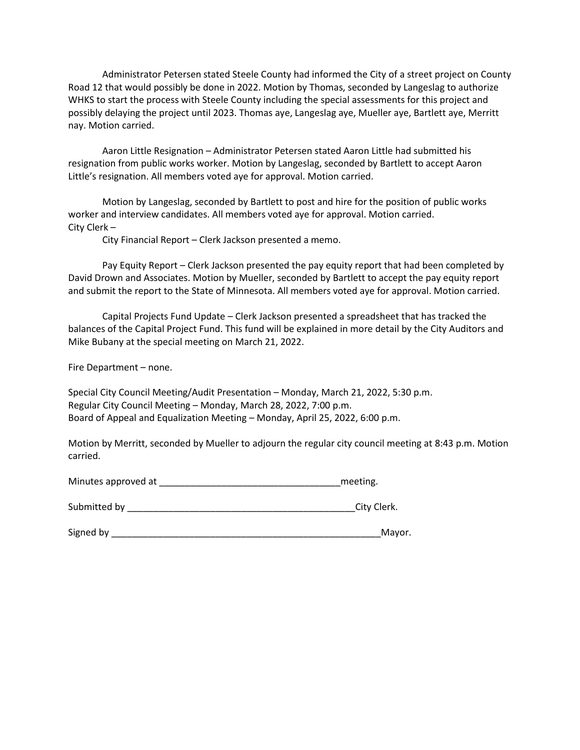Administrator Petersen stated Steele County had informed the City of a street project on County Road 12 that would possibly be done in 2022. Motion by Thomas, seconded by Langeslag to authorize WHKS to start the process with Steele County including the special assessments for this project and possibly delaying the project until 2023. Thomas aye, Langeslag aye, Mueller aye, Bartlett aye, Merritt nay. Motion carried.

Aaron Little Resignation – Administrator Petersen stated Aaron Little had submitted his resignation from public works worker. Motion by Langeslag, seconded by Bartlett to accept Aaron Little's resignation. All members voted aye for approval. Motion carried.

Motion by Langeslag, seconded by Bartlett to post and hire for the position of public works worker and interview candidates. All members voted aye for approval. Motion carried.

City Clerk –

City Financial Report – Clerk Jackson presented a memo.

Pay Equity Report – Clerk Jackson presented the pay equity report that had been completed by David Drown and Associates. Motion by Mueller, seconded by Bartlett to accept the pay equity report and submit the report to the State of Minnesota. All members voted aye for approval. Motion carried.

Capital Projects Fund Update – Clerk Jackson presented a spreadsheet that has tracked the balances of the Capital Project Fund. This fund will be explained in more detail by the City Auditors and Mike Bubany at the special meeting on March 21, 2022.

Fire Department – none.

Special City Council Meeting/Audit Presentation – Monday, March 21, 2022, 5:30 p.m.
Regular City Council Meeting – Monday, March 28, 2022, 7:00 p.m.
Board of Appeal and Equalization Meeting – Monday, April 25, 2022, 6:00 p.m.

Motion by Merritt, seconded by Mueller to adjourn the regular city council meeting at 8:43 p.m. Motion carried.

Minutes approved at ___________________________________meeting.

Submitted by ____________________________________________City Clerk.

Signed by _____________________________________________________Mayor.